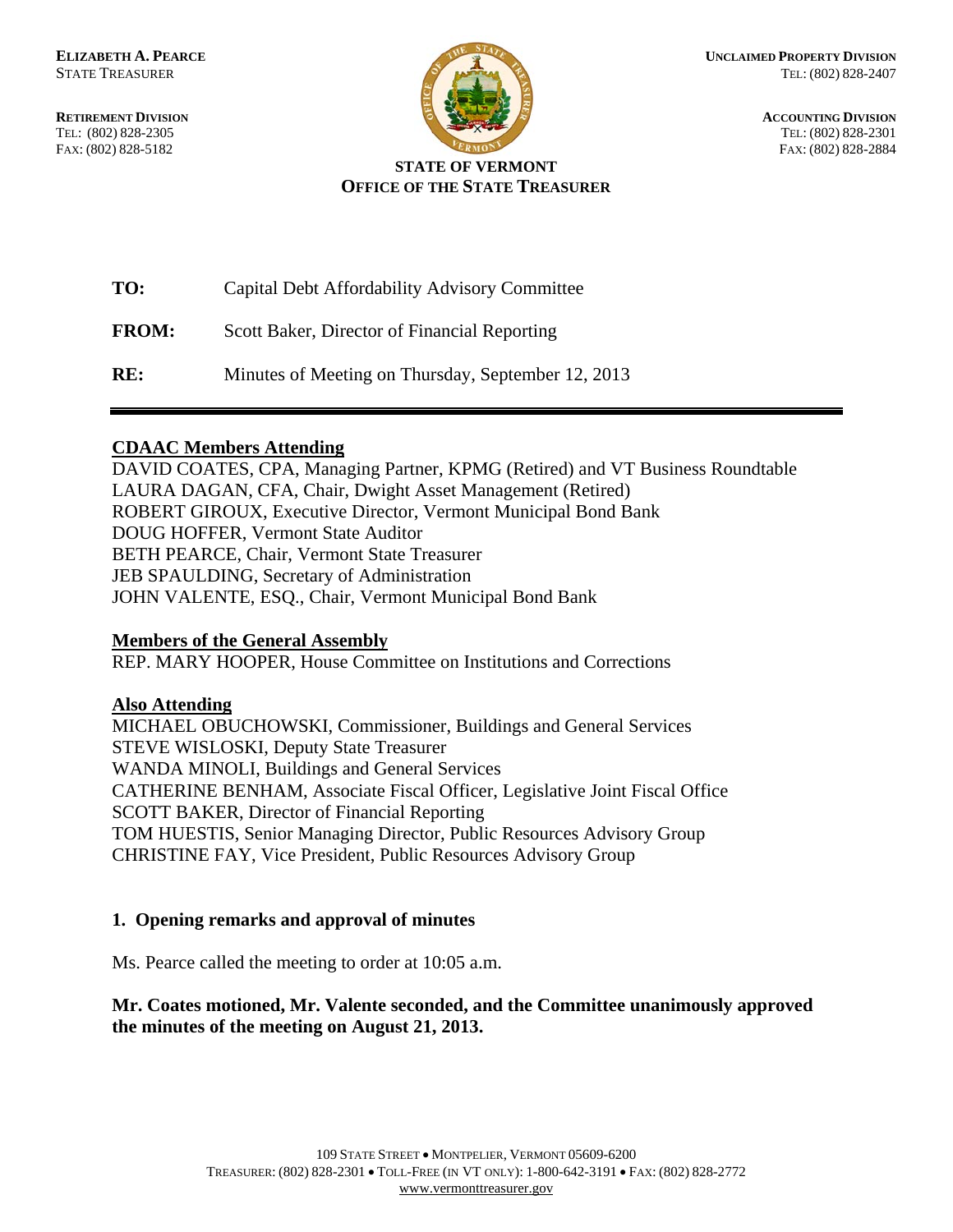**ELIZABETH A. PEARCE**
STATE TREASURER

**RETIREMENT DIVISION**
TEL: (802) 828-2305
FAX: (802) 828-5182

**UNCLAIMED PROPERTY DIVISION**
TEL: (802) 828-2407

**ACCOUNTING DIVISION**
TEL: (802) 828-2301
FAX: (802) 828-2884

**STATE OF VERMONT**
**OFFICE OF THE STATE TREASURER**

**TO:** Capital Debt Affordability Advisory Committee

**FROM:** Scott Baker, Director of Financial Reporting

**RE:** Minutes of Meeting on Thursday, September 12, 2013

---

**CDAAC Members Attending**

DAVID COATES, CPA, Managing Partner, KPMG (Retired) and VT Business Roundtable
LAURA DAGAN, CFA, Chair, Dwight Asset Management (Retired)
ROBERT GIROUX, Executive Director, Vermont Municipal Bond Bank
DOUG HOFFER, Vermont State Auditor
BETH PEARCE, Chair, Vermont State Treasurer
JEB SPAULDING, Secretary of Administration
JOHN VALENTE, ESQ., Chair, Vermont Municipal Bond Bank

**Members of the General Assembly**

REP. MARY HOOPER, House Committee on Institutions and Corrections

**Also Attending**

MICHAEL OBUCHOWSKI, Commissioner, Buildings and General Services
STEVE WISLOSKI, Deputy State Treasurer
WANDA MINOLI, Buildings and General Services
CATHERINE BENHAM, Associate Fiscal Officer, Legislative Joint Fiscal Office
SCOTT BAKER, Director of Financial Reporting
TOM HUESTIS, Senior Managing Director, Public Resources Advisory Group
CHRISTINE FAY, Vice President, Public Resources Advisory Group

## 1. Opening remarks and approval of minutes

Ms. Pearce called the meeting to order at 10:05 a.m.

**Mr. Coates motioned, Mr. Valente seconded, and the Committee unanimously approved the minutes of the meeting on August 21, 2013.**

109 STATE STREET • MONTPELIER, VERMONT 05609-6200
TREASURER: (802) 828-2301 • TOLL-FREE (IN VT ONLY): 1-800-642-3191 • FAX: (802) 828-2772
www.vermonttreasurer.gov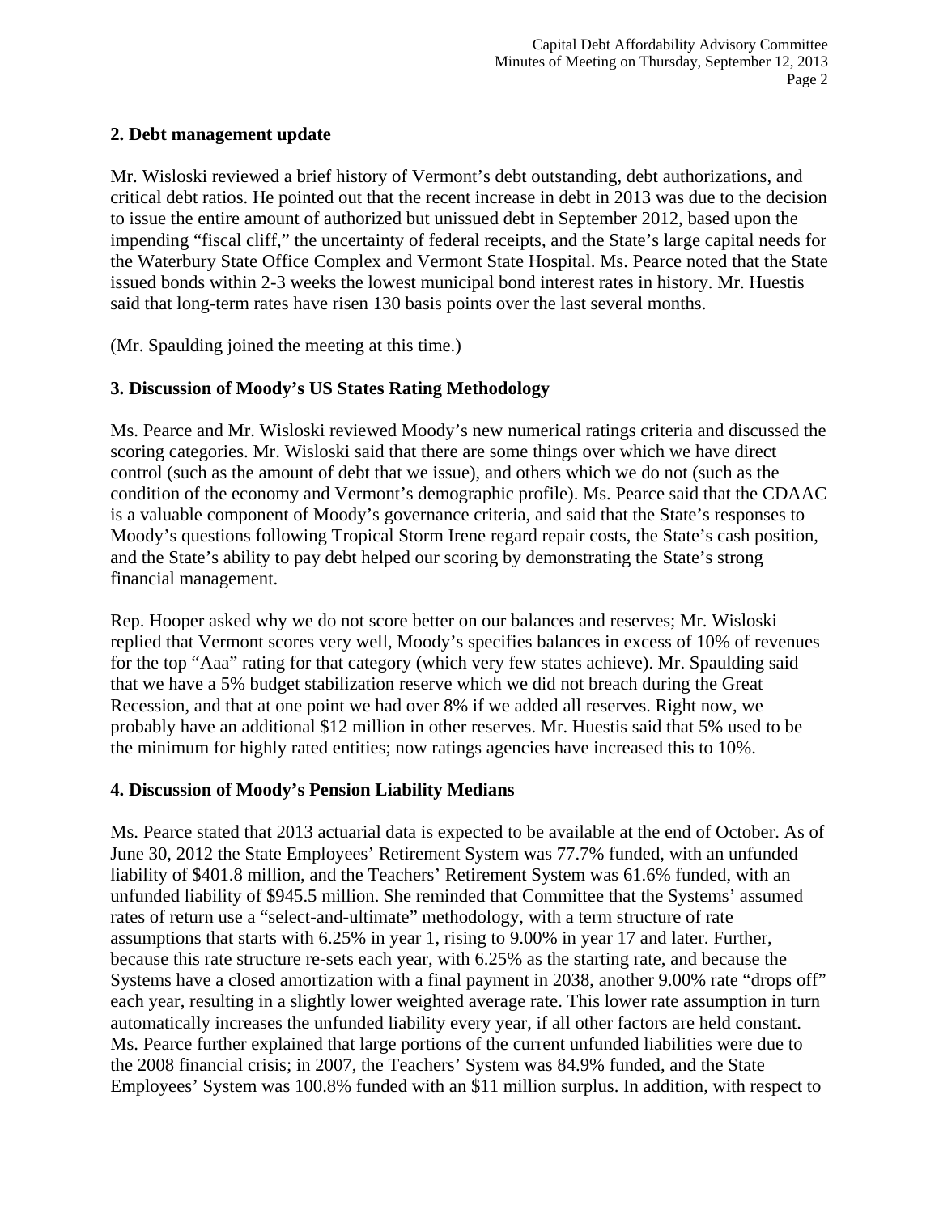## 2. Debt management update

Mr. Wisloski reviewed a brief history of Vermont's debt outstanding, debt authorizations, and critical debt ratios. He pointed out that the recent increase in debt in 2013 was due to the decision to issue the entire amount of authorized but unissued debt in September 2012, based upon the impending "fiscal cliff," the uncertainty of federal receipts, and the State's large capital needs for the Waterbury State Office Complex and Vermont State Hospital. Ms. Pearce noted that the State issued bonds within 2-3 weeks the lowest municipal bond interest rates in history. Mr. Huestis said that long-term rates have risen 130 basis points over the last several months.

(Mr. Spaulding joined the meeting at this time.)

## 3. Discussion of Moody's US States Rating Methodology

Ms. Pearce and Mr. Wisloski reviewed Moody's new numerical ratings criteria and discussed the scoring categories. Mr. Wisloski said that there are some things over which we have direct control (such as the amount of debt that we issue), and others which we do not (such as the condition of the economy and Vermont's demographic profile). Ms. Pearce said that the CDAAC is a valuable component of Moody's governance criteria, and said that the State's responses to Moody's questions following Tropical Storm Irene regard repair costs, the State's cash position, and the State's ability to pay debt helped our scoring by demonstrating the State's strong financial management.

Rep. Hooper asked why we do not score better on our balances and reserves; Mr. Wisloski replied that Vermont scores very well, Moody's specifies balances in excess of 10% of revenues for the top "Aaa" rating for that category (which very few states achieve). Mr. Spaulding said that we have a 5% budget stabilization reserve which we did not breach during the Great Recession, and that at one point we had over 8% if we added all reserves. Right now, we probably have an additional $12 million in other reserves. Mr. Huestis said that 5% used to be the minimum for highly rated entities; now ratings agencies have increased this to 10%.

## 4. Discussion of Moody's Pension Liability Medians

Ms. Pearce stated that 2013 actuarial data is expected to be available at the end of October. As of June 30, 2012 the State Employees' Retirement System was 77.7% funded, with an unfunded liability of $401.8 million, and the Teachers' Retirement System was 61.6% funded, with an unfunded liability of $945.5 million. She reminded that Committee that the Systems' assumed rates of return use a "select-and-ultimate" methodology, with a term structure of rate assumptions that starts with 6.25% in year 1, rising to 9.00% in year 17 and later. Further, because this rate structure re-sets each year, with 6.25% as the starting rate, and because the Systems have a closed amortization with a final payment in 2038, another 9.00% rate "drops off" each year, resulting in a slightly lower weighted average rate. This lower rate assumption in turn automatically increases the unfunded liability every year, if all other factors are held constant. Ms. Pearce further explained that large portions of the current unfunded liabilities were due to the 2008 financial crisis; in 2007, the Teachers' System was 84.9% funded, and the State Employees' System was 100.8% funded with an $11 million surplus. In addition, with respect to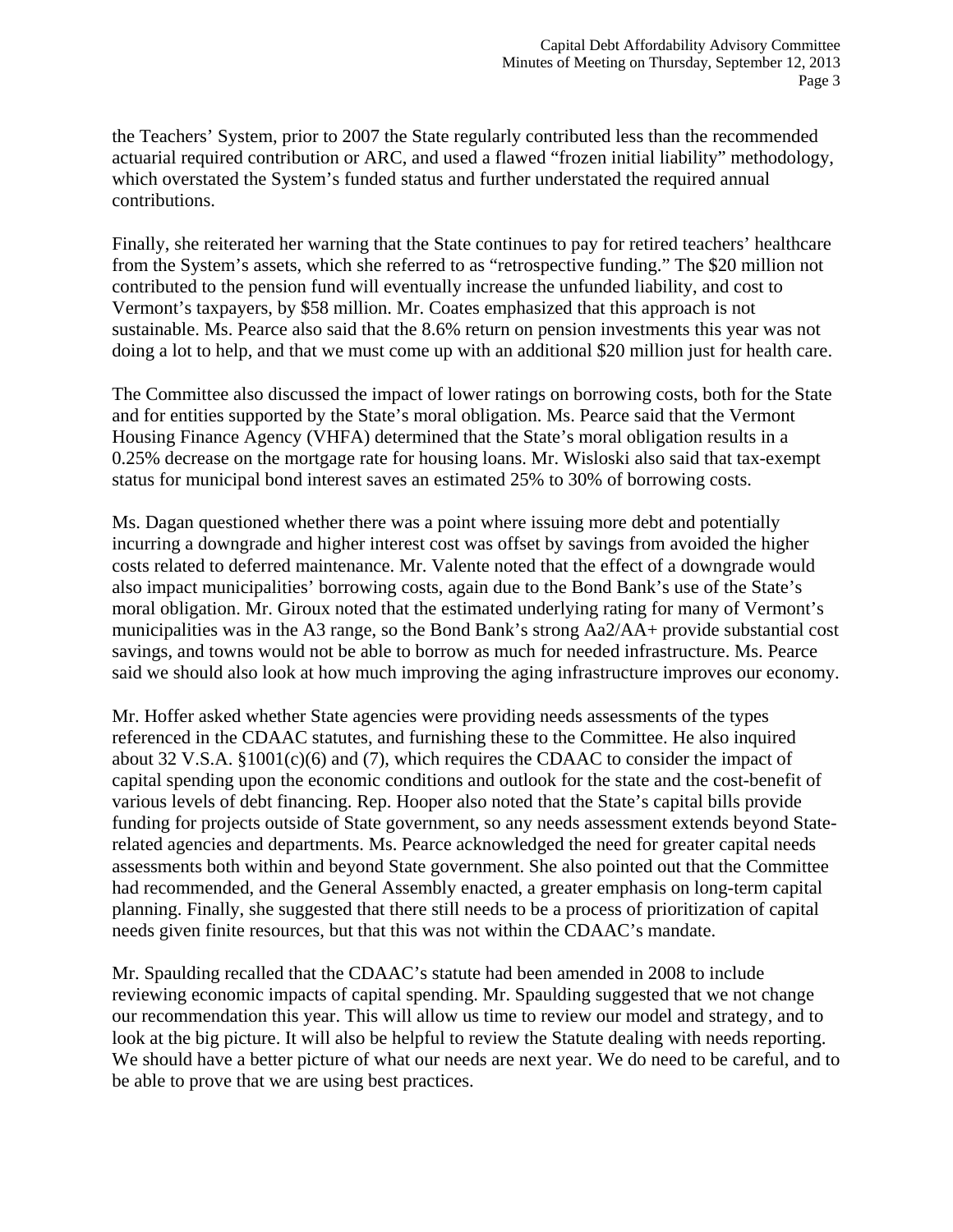the Teachers' System, prior to 2007 the State regularly contributed less than the recommended actuarial required contribution or ARC, and used a flawed "frozen initial liability" methodology, which overstated the System's funded status and further understated the required annual contributions.

Finally, she reiterated her warning that the State continues to pay for retired teachers' healthcare from the System's assets, which she referred to as "retrospective funding." The $20 million not contributed to the pension fund will eventually increase the unfunded liability, and cost to Vermont's taxpayers, by $58 million. Mr. Coates emphasized that this approach is not sustainable. Ms. Pearce also said that the 8.6% return on pension investments this year was not doing a lot to help, and that we must come up with an additional $20 million just for health care.

The Committee also discussed the impact of lower ratings on borrowing costs, both for the State and for entities supported by the State's moral obligation. Ms. Pearce said that the Vermont Housing Finance Agency (VHFA) determined that the State's moral obligation results in a 0.25% decrease on the mortgage rate for housing loans. Mr. Wisloski also said that tax-exempt status for municipal bond interest saves an estimated 25% to 30% of borrowing costs.

Ms. Dagan questioned whether there was a point where issuing more debt and potentially incurring a downgrade and higher interest cost was offset by savings from avoided the higher costs related to deferred maintenance. Mr. Valente noted that the effect of a downgrade would also impact municipalities' borrowing costs, again due to the Bond Bank's use of the State's moral obligation. Mr. Giroux noted that the estimated underlying rating for many of Vermont's municipalities was in the A3 range, so the Bond Bank's strong Aa2/AA+ provide substantial cost savings, and towns would not be able to borrow as much for needed infrastructure. Ms. Pearce said we should also look at how much improving the aging infrastructure improves our economy.

Mr. Hoffer asked whether State agencies were providing needs assessments of the types referenced in the CDAAC statutes, and furnishing these to the Committee. He also inquired about 32 V.S.A. §1001(c)(6) and (7), which requires the CDAAC to consider the impact of capital spending upon the economic conditions and outlook for the state and the cost-benefit of various levels of debt financing. Rep. Hooper also noted that the State's capital bills provide funding for projects outside of State government, so any needs assessment extends beyond State-related agencies and departments. Ms. Pearce acknowledged the need for greater capital needs assessments both within and beyond State government. She also pointed out that the Committee had recommended, and the General Assembly enacted, a greater emphasis on long-term capital planning. Finally, she suggested that there still needs to be a process of prioritization of capital needs given finite resources, but that this was not within the CDAAC's mandate.

Mr. Spaulding recalled that the CDAAC's statute had been amended in 2008 to include reviewing economic impacts of capital spending. Mr. Spaulding suggested that we not change our recommendation this year. This will allow us time to review our model and strategy, and to look at the big picture. It will also be helpful to review the Statute dealing with needs reporting. We should have a better picture of what our needs are next year. We do need to be careful, and to be able to prove that we are using best practices.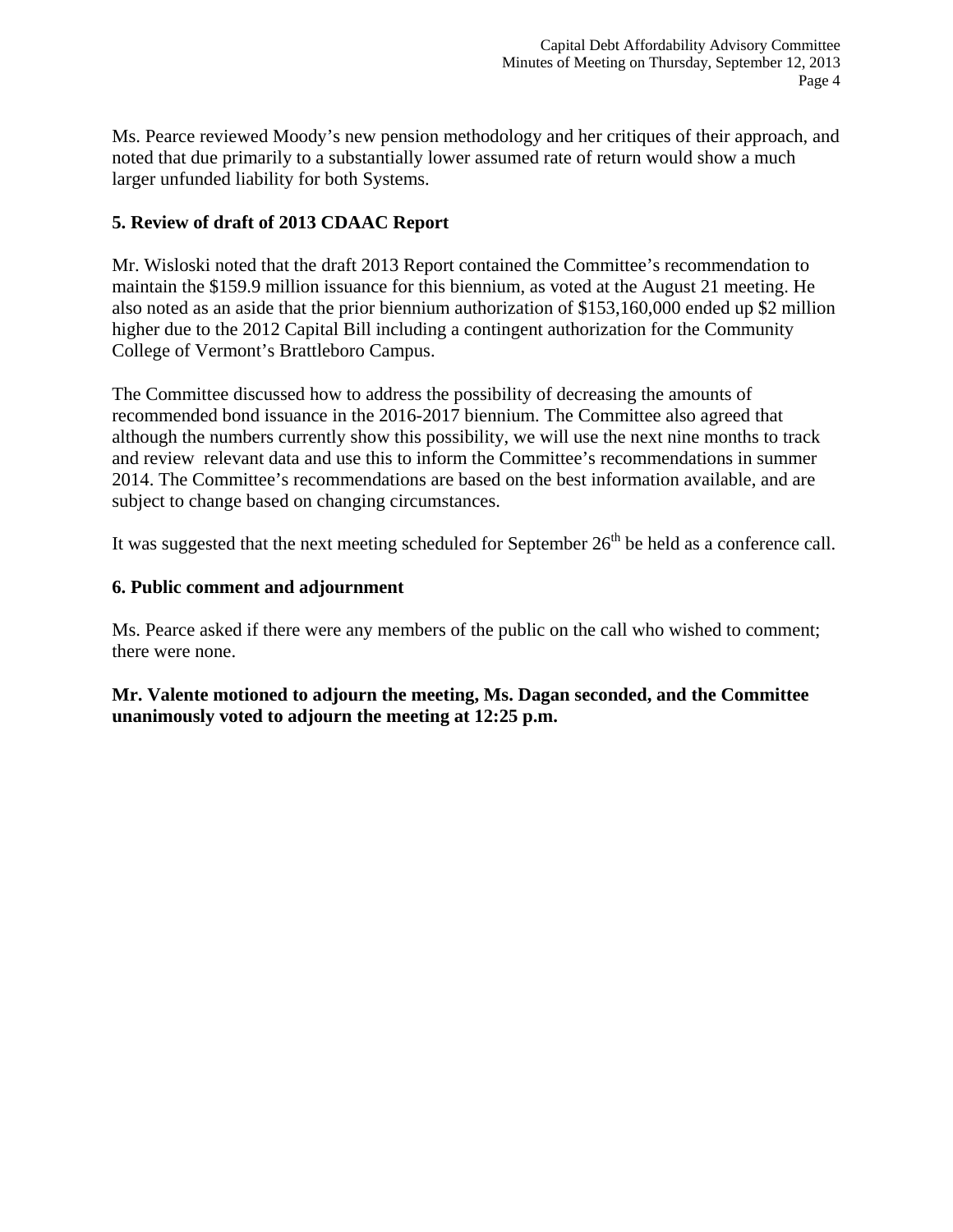Ms. Pearce reviewed Moody's new pension methodology and her critiques of their approach, and noted that due primarily to a substantially lower assumed rate of return would show a much larger unfunded liability for both Systems.

**5. Review of draft of 2013 CDAAC Report**

Mr. Wisloski noted that the draft 2013 Report contained the Committee's recommendation to maintain the $159.9 million issuance for this biennium, as voted at the August 21 meeting. He also noted as an aside that the prior biennium authorization of $153,160,000 ended up $2 million higher due to the 2012 Capital Bill including a contingent authorization for the Community College of Vermont's Brattleboro Campus.

The Committee discussed how to address the possibility of decreasing the amounts of recommended bond issuance in the 2016-2017 biennium. The Committee also agreed that although the numbers currently show this possibility, we will use the next nine months to track and review relevant data and use this to inform the Committee's recommendations in summer 2014. The Committee's recommendations are based on the best information available, and are subject to change based on changing circumstances.

It was suggested that the next meeting scheduled for September 26th be held as a conference call.

**6. Public comment and adjournment**

Ms. Pearce asked if there were any members of the public on the call who wished to comment; there were none.

**Mr. Valente motioned to adjourn the meeting, Ms. Dagan seconded, and the Committee unanimously voted to adjourn the meeting at 12:25 p.m.**